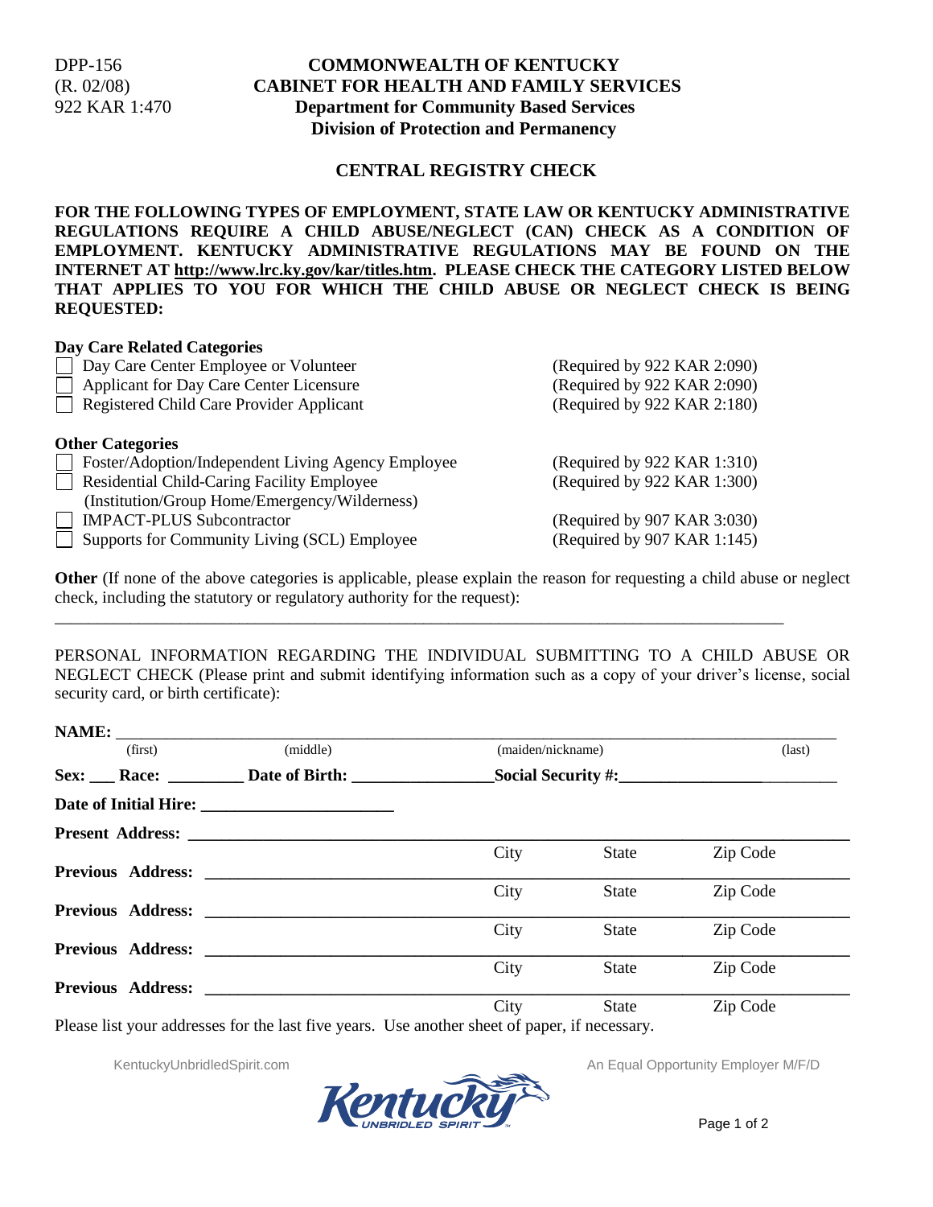DPP-156
(R. 02/08)
922 KAR 1:470

# COMMONWEALTH OF KENTUCKY
## CABINET FOR HEALTH AND FAMILY SERVICES
### Department for Community Based Services
### Division of Protection and Permanency

## CENTRAL REGISTRY CHECK

**FOR THE FOLLOWING TYPES OF EMPLOYMENT, STATE LAW OR KENTUCKY ADMINISTRATIVE REGULATIONS REQUIRE A CHILD ABUSE/NEGLECT (CAN) CHECK AS A CONDITION OF EMPLOYMENT. KENTUCKY ADMINISTRATIVE REGULATIONS MAY BE FOUND ON THE INTERNET AT http://www.lrc.ky.gov/kar/titles.htm. PLEASE CHECK THE CATEGORY LISTED BELOW THAT APPLIES TO YOU FOR WHICH THE CHILD ABUSE OR NEGLECT CHECK IS BEING REQUESTED:**

**Day Care Related Categories**

- ☐ Day Care Center Employee or Volunteer (Required by 922 KAR 2:090)
- ☐ Applicant for Day Care Center Licensure (Required by 922 KAR 2:090)
- ☐ Registered Child Care Provider Applicant (Required by 922 KAR 2:180)

**Other Categories**

- ☐ Foster/Adoption/Independent Living Agency Employee (Required by 922 KAR 1:310)
- ☐ Residential Child-Caring Facility Employee (Institution/Group Home/Emergency/Wilderness) (Required by 922 KAR 1:300)
- ☐ IMPACT-PLUS Subcontractor (Required by 907 KAR 3:030)
- ☐ Supports for Community Living (SCL) Employee (Required by 907 KAR 1:145)

**Other** (If none of the above categories is applicable, please explain the reason for requesting a child abuse or neglect check, including the statutory or regulatory authority for the request):

_______________________________________________________________________________

PERSONAL INFORMATION REGARDING THE INDIVIDUAL SUBMITTING TO A CHILD ABUSE OR NEGLECT CHECK (Please print and submit identifying information such as a copy of your driver's license, social security card, or birth certificate):

**NAME:** ________________________________________________________________
(first) (middle) (maiden/nickname) (last)

**Sex:** ___ **Race:** _________ **Date of Birth:** _________________ **Social Security #:** _________________________

**Date of Initial Hire:** _______________________

**Present Address:** ____________________________________________________
City State Zip Code

**Previous Address:** ___________________________________________________
City State Zip Code

**Previous Address:** ___________________________________________________
City State Zip Code

**Previous Address:** ___________________________________________________
City State Zip Code

**Previous Address:** ___________________________________________________
City State Zip Code

Please list your addresses for the last five years. Use another sheet of paper, if necessary.

KentuckyUnbridledSpirit.com An Equal Opportunity Employer M/F/D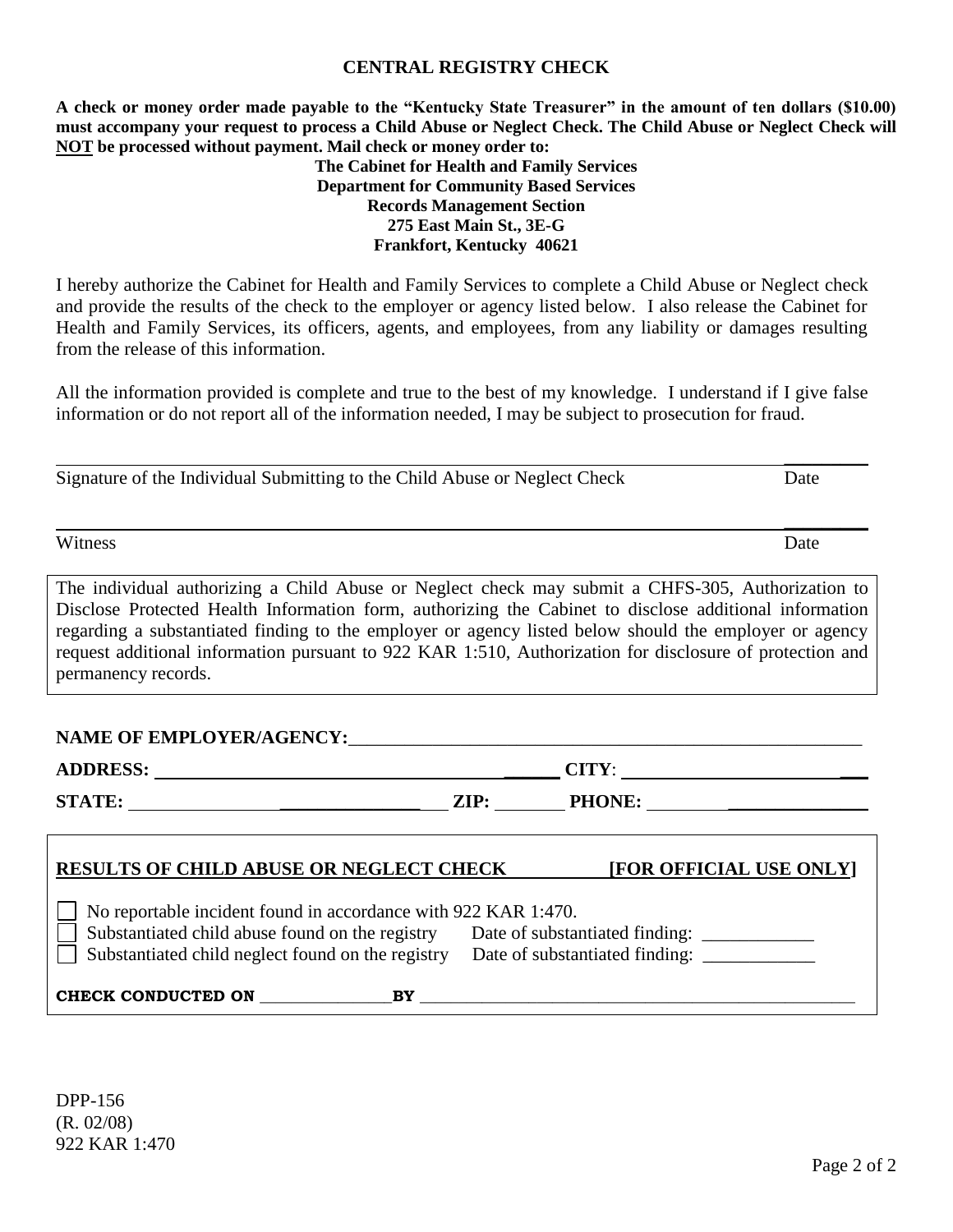# CENTRAL REGISTRY CHECK

**A check or money order made payable to the "Kentucky State Treasurer" in the amount of ten dollars ($10.00) must accompany your request to process a Child Abuse or Neglect Check. The Child Abuse or Neglect Check will NOT be processed without payment. Mail check or money order to:**

**The Cabinet for Health and Family Services**
**Department for Community Based Services**
**Records Management Section**
**275 East Main St., 3E-G**
**Frankfort, Kentucky 40621**

I hereby authorize the Cabinet for Health and Family Services to complete a Child Abuse or Neglect check and provide the results of the check to the employer or agency listed below. I also release the Cabinet for Health and Family Services, its officers, agents, and employees, from any liability or damages resulting from the release of this information.

All the information provided is complete and true to the best of my knowledge. I understand if I give false information or do not report all of the information needed, I may be subject to prosecution for fraud.

______________________________________________________________ __________
Signature of the Individual Submitting to the Child Abuse or Neglect Check Date

______________________________________________________________ __________
Witness Date

The individual authorizing a Child Abuse or Neglect check may submit a CHFS-305, Authorization to Disclose Protected Health Information form, authorizing the Cabinet to disclose additional information regarding a substantiated finding to the employer or agency listed below should the employer or agency request additional information pursuant to 922 KAR 1:510, Authorization for disclosure of protection and permanency records.

**NAME OF EMPLOYER/AGENCY:** ______________________________________________

**ADDRESS:** ______________________________ **CITY**: ______________________

**STATE:** ______________________ **ZIP:** ________ **PHONE:** ______________________

**RESULTS OF CHILD ABUSE OR NEGLECT CHECK [FOR OFFICIAL USE ONLY]**

- ☐ No reportable incident found in accordance with 922 KAR 1:470.
- ☐ Substantiated child abuse found on the registry Date of substantiated finding: ____________
- ☐ Substantiated child neglect found on the registry Date of substantiated finding: ____________

**CHECK CONDUCTED ON** ________________ **BY** ______________________________________

DPP-156
(R. 02/08)
922 KAR 1:470